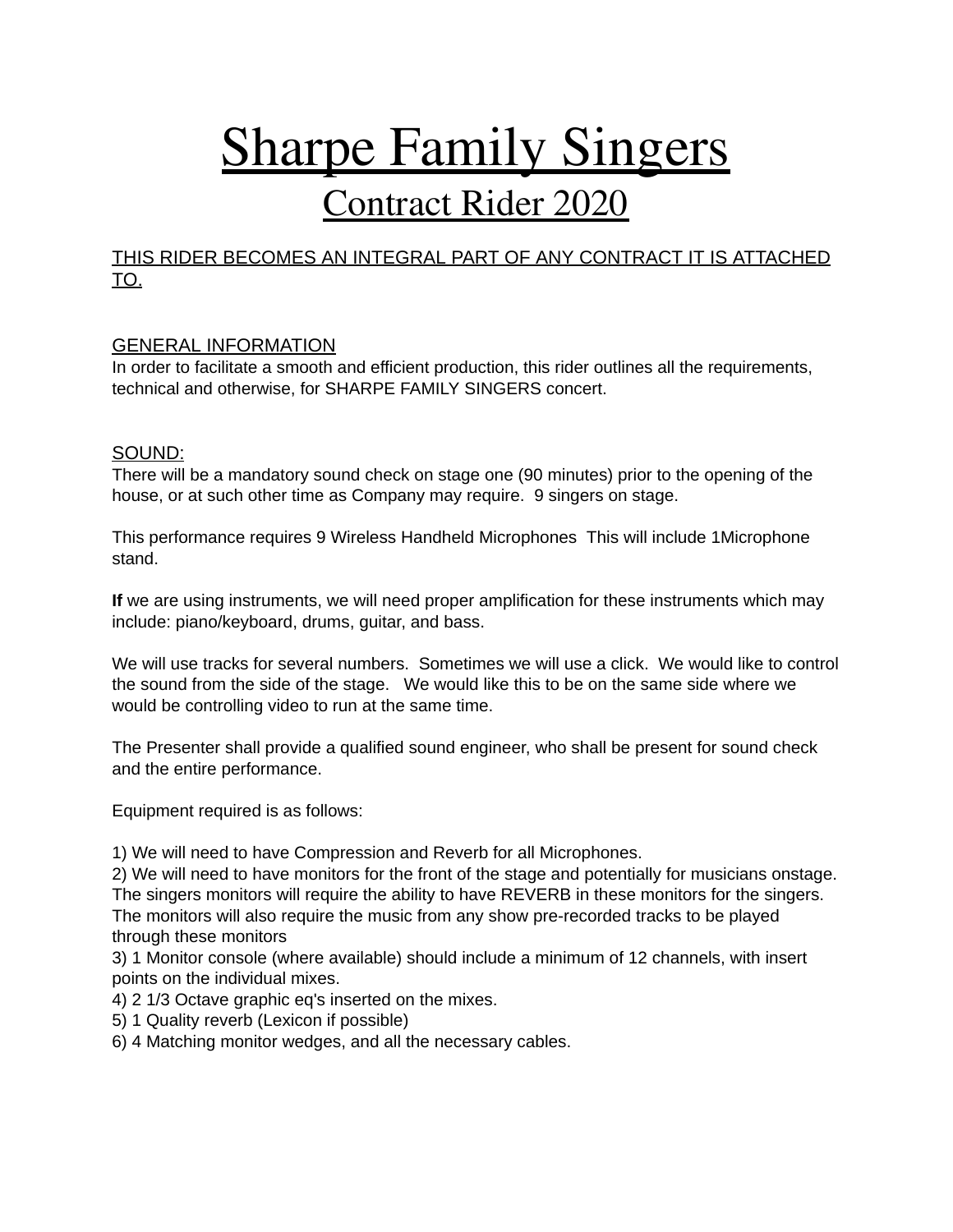# Sharpe Family Singers

## Contract Rider 2020

THIS RIDER BECOMES AN INTEGRAL PART OF ANY CONTRACT IT IS ATTACHED TO.

### GENERAL INFORMATION

In order to facilitate a smooth and efficient production, this rider outlines all the requirements, technical and otherwise, for SHARPE FAMILY SINGERS concert.

### SOUND:

There will be a mandatory sound check on stage one (90 minutes) prior to the opening of the house, or at such other time as Company may require. 9 singers on stage.

This performance requires 9 Wireless Handheld Microphones This will include 1Microphone stand.

**If** we are using instruments, we will need proper amplification for these instruments which may include: piano/keyboard, drums, guitar, and bass.

We will use tracks for several numbers. Sometimes we will use a click. We would like to control the sound from the side of the stage. We would like this to be on the same side where we would be controlling video to run at the same time.

The Presenter shall provide a qualified sound engineer, who shall be present for sound check and the entire performance.

Equipment required is as follows:

1) We will need to have Compression and Reverb for all Microphones.
2) We will need to have monitors for the front of the stage and potentially for musicians onstage. The singers monitors will require the ability to have REVERB in these monitors for the singers. The monitors will also require the music from any show pre-recorded tracks to be played through these monitors
3) 1 Monitor console (where available) should include a minimum of 12 channels, with insert points on the individual mixes.
4) 2 1/3 Octave graphic eq's inserted on the mixes.
5) 1 Quality reverb (Lexicon if possible)
6) 4 Matching monitor wedges, and all the necessary cables.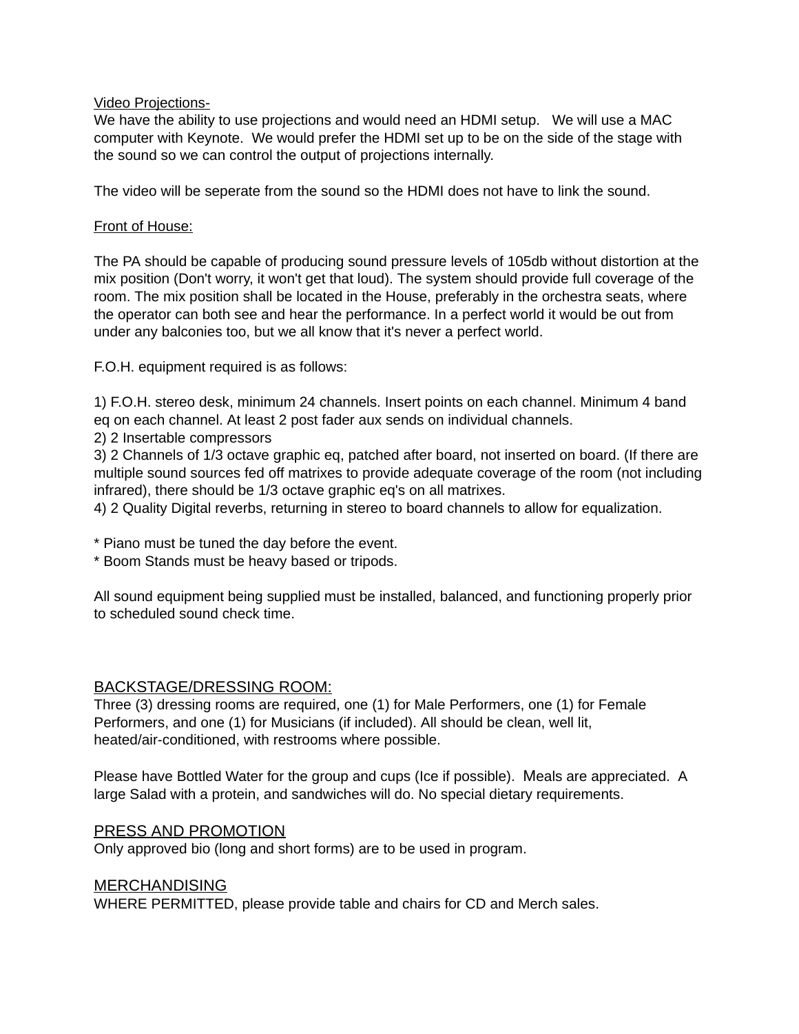Video Projections-

We have the ability to use projections and would need an HDMI setup. We will use a MAC computer with Keynote. We would prefer the HDMI set up to be on the side of the stage with the sound so we can control the output of projections internally.

The video will be seperate from the sound so the HDMI does not have to link the sound.

Front of House:

The PA should be capable of producing sound pressure levels of 105db without distortion at the mix position (Don't worry, it won't get that loud). The system should provide full coverage of the room. The mix position shall be located in the House, preferably in the orchestra seats, where the operator can both see and hear the performance. In a perfect world it would be out from under any balconies too, but we all know that it's never a perfect world.

F.O.H. equipment required is as follows:

1) F.O.H. stereo desk, minimum 24 channels. Insert points on each channel. Minimum 4 band eq on each channel. At least 2 post fader aux sends on individual channels.
2) 2 Insertable compressors
3) 2 Channels of 1/3 octave graphic eq, patched after board, not inserted on board. (If there are multiple sound sources fed off matrixes to provide adequate coverage of the room (not including infrared), there should be 1/3 octave graphic eq's on all matrixes.
4) 2 Quality Digital reverbs, returning in stereo to board channels to allow for equalization.

* Piano must be tuned the day before the event.
* Boom Stands must be heavy based or tripods.

All sound equipment being supplied must be installed, balanced, and functioning properly prior to scheduled sound check time.

BACKSTAGE/DRESSING ROOM:

Three (3) dressing rooms are required, one (1) for Male Performers, one (1) for Female Performers, and one (1) for Musicians (if included). All should be clean, well lit, heated/air-conditioned, with restrooms where possible.

Please have Bottled Water for the group and cups (Ice if possible). Meals are appreciated. A large Salad with a protein, and sandwiches will do. No special dietary requirements.

PRESS AND PROMOTION

Only approved bio (long and short forms) are to be used in program.

MERCHANDISING

WHERE PERMITTED, please provide table and chairs for CD and Merch sales.